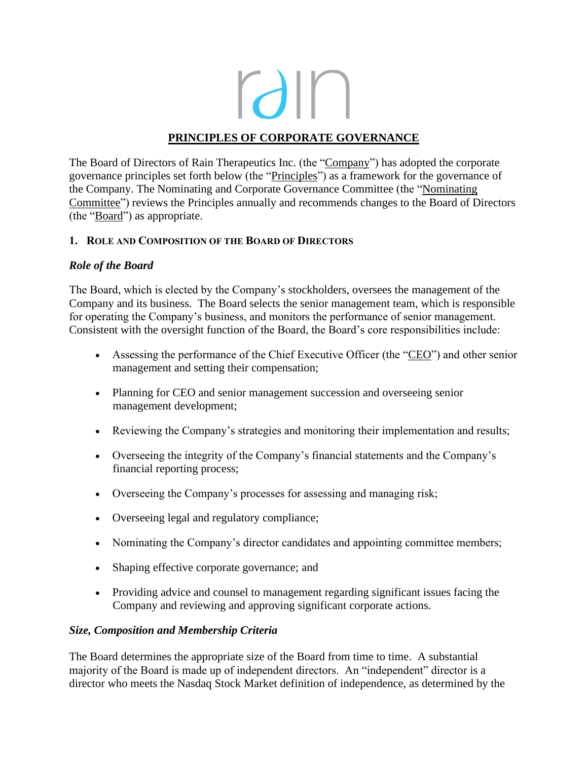# PRINCIPLES OF CORPORATE GOVERNANCE

The Board of Directors of Rain Therapeutics Inc. (the "Company") has adopted the corporate governance principles set forth below (the "Principles") as a framework for the governance of the Company. The Nominating and Corporate Governance Committee (the "Nominating Committee") reviews the Principles annually and recommends changes to the Board of Directors (the "Board") as appropriate.

## 1. Role and Composition of the Board of Directors

### *Role of the Board*

The Board, which is elected by the Company's stockholders, oversees the management of the Company and its business. The Board selects the senior management team, which is responsible for operating the Company's business, and monitors the performance of senior management. Consistent with the oversight function of the Board, the Board's core responsibilities include:

- Assessing the performance of the Chief Executive Officer (the "CEO") and other senior management and setting their compensation;
- Planning for CEO and senior management succession and overseeing senior management development;
- Reviewing the Company's strategies and monitoring their implementation and results;
- Overseeing the integrity of the Company's financial statements and the Company's financial reporting process;
- Overseeing the Company's processes for assessing and managing risk;
- Overseeing legal and regulatory compliance;
- Nominating the Company's director candidates and appointing committee members;
- Shaping effective corporate governance; and
- Providing advice and counsel to management regarding significant issues facing the Company and reviewing and approving significant corporate actions.

### *Size, Composition and Membership Criteria*

The Board determines the appropriate size of the Board from time to time. A substantial majority of the Board is made up of independent directors. An "independent" director is a director who meets the Nasdaq Stock Market definition of independence, as determined by the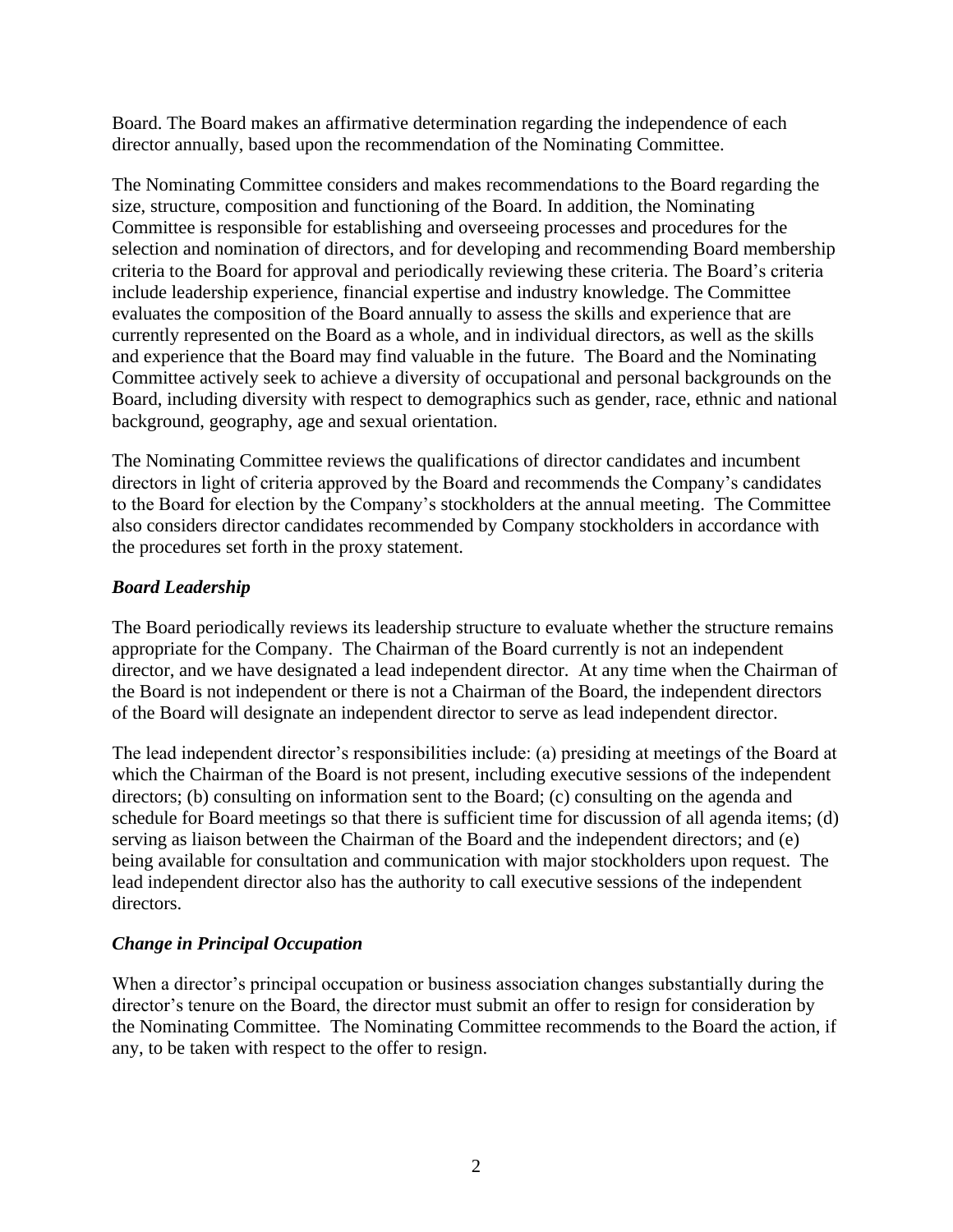Board. The Board makes an affirmative determination regarding the independence of each director annually, based upon the recommendation of the Nominating Committee.

The Nominating Committee considers and makes recommendations to the Board regarding the size, structure, composition and functioning of the Board. In addition, the Nominating Committee is responsible for establishing and overseeing processes and procedures for the selection and nomination of directors, and for developing and recommending Board membership criteria to the Board for approval and periodically reviewing these criteria. The Board's criteria include leadership experience, financial expertise and industry knowledge. The Committee evaluates the composition of the Board annually to assess the skills and experience that are currently represented on the Board as a whole, and in individual directors, as well as the skills and experience that the Board may find valuable in the future. The Board and the Nominating Committee actively seek to achieve a diversity of occupational and personal backgrounds on the Board, including diversity with respect to demographics such as gender, race, ethnic and national background, geography, age and sexual orientation.

The Nominating Committee reviews the qualifications of director candidates and incumbent directors in light of criteria approved by the Board and recommends the Company's candidates to the Board for election by the Company's stockholders at the annual meeting. The Committee also considers director candidates recommended by Company stockholders in accordance with the procedures set forth in the proxy statement.

### *Board Leadership*

The Board periodically reviews its leadership structure to evaluate whether the structure remains appropriate for the Company. The Chairman of the Board currently is not an independent director, and we have designated a lead independent director. At any time when the Chairman of the Board is not independent or there is not a Chairman of the Board, the independent directors of the Board will designate an independent director to serve as lead independent director.

The lead independent director's responsibilities include: (a) presiding at meetings of the Board at which the Chairman of the Board is not present, including executive sessions of the independent directors; (b) consulting on information sent to the Board; (c) consulting on the agenda and schedule for Board meetings so that there is sufficient time for discussion of all agenda items; (d) serving as liaison between the Chairman of the Board and the independent directors; and (e) being available for consultation and communication with major stockholders upon request. The lead independent director also has the authority to call executive sessions of the independent directors.

### *Change in Principal Occupation*

When a director's principal occupation or business association changes substantially during the director's tenure on the Board, the director must submit an offer to resign for consideration by the Nominating Committee. The Nominating Committee recommends to the Board the action, if any, to be taken with respect to the offer to resign.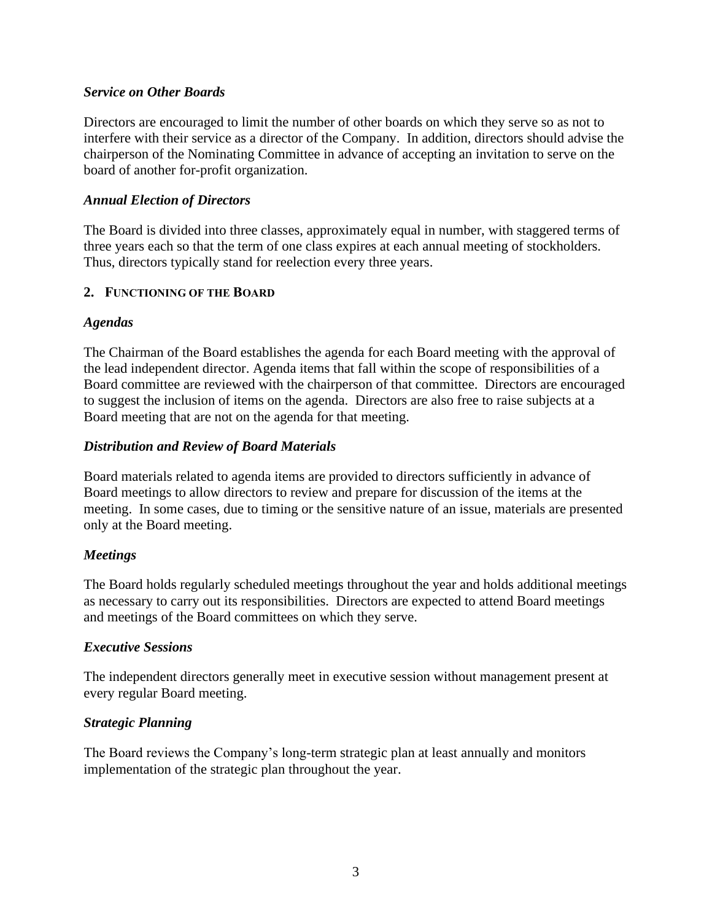### *Service on Other Boards*

Directors are encouraged to limit the number of other boards on which they serve so as not to interfere with their service as a director of the Company. In addition, directors should advise the chairperson of the Nominating Committee in advance of accepting an invitation to serve on the board of another for-profit organization.

### *Annual Election of Directors*

The Board is divided into three classes, approximately equal in number, with staggered terms of three years each so that the term of one class expires at each annual meeting of stockholders. Thus, directors typically stand for reelection every three years.

## 2. FUNCTIONING OF THE BOARD

### *Agendas*

The Chairman of the Board establishes the agenda for each Board meeting with the approval of the lead independent director. Agenda items that fall within the scope of responsibilities of a Board committee are reviewed with the chairperson of that committee. Directors are encouraged to suggest the inclusion of items on the agenda. Directors are also free to raise subjects at a Board meeting that are not on the agenda for that meeting.

### *Distribution and Review of Board Materials*

Board materials related to agenda items are provided to directors sufficiently in advance of Board meetings to allow directors to review and prepare for discussion of the items at the meeting. In some cases, due to timing or the sensitive nature of an issue, materials are presented only at the Board meeting.

### *Meetings*

The Board holds regularly scheduled meetings throughout the year and holds additional meetings as necessary to carry out its responsibilities. Directors are expected to attend Board meetings and meetings of the Board committees on which they serve.

### *Executive Sessions*

The independent directors generally meet in executive session without management present at every regular Board meeting.

### *Strategic Planning*

The Board reviews the Company's long-term strategic plan at least annually and monitors implementation of the strategic plan throughout the year.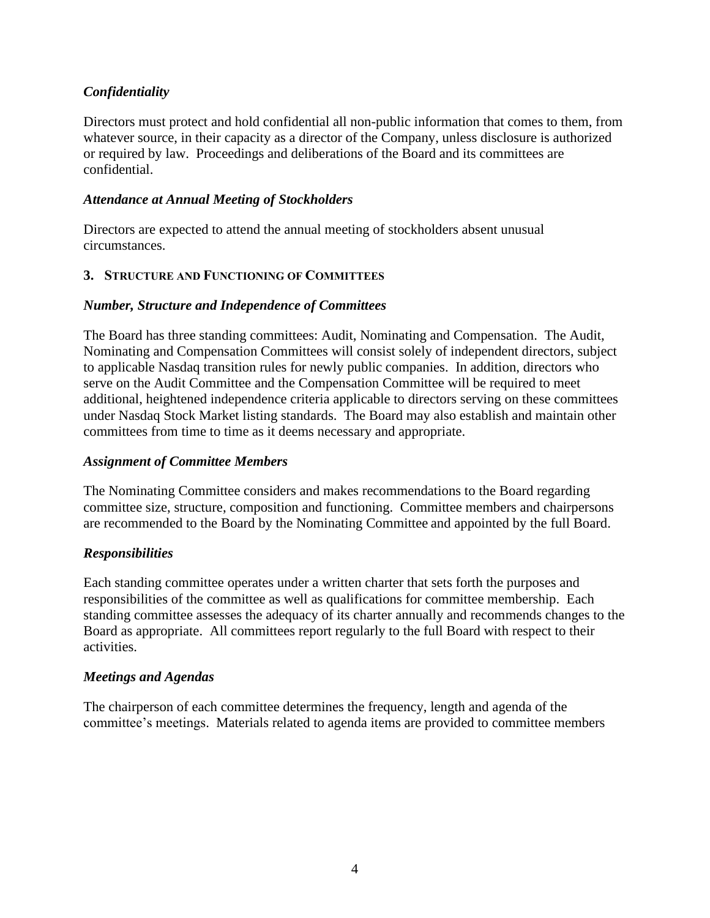### *Confidentiality*

Directors must protect and hold confidential all non-public information that comes to them, from whatever source, in their capacity as a director of the Company, unless disclosure is authorized or required by law. Proceedings and deliberations of the Board and its committees are confidential.

### *Attendance at Annual Meeting of Stockholders*

Directors are expected to attend the annual meeting of stockholders absent unusual circumstances.

## 3. STRUCTURE AND FUNCTIONING OF COMMITTEES

### *Number, Structure and Independence of Committees*

The Board has three standing committees: Audit, Nominating and Compensation. The Audit, Nominating and Compensation Committees will consist solely of independent directors, subject to applicable Nasdaq transition rules for newly public companies. In addition, directors who serve on the Audit Committee and the Compensation Committee will be required to meet additional, heightened independence criteria applicable to directors serving on these committees under Nasdaq Stock Market listing standards. The Board may also establish and maintain other committees from time to time as it deems necessary and appropriate.

### *Assignment of Committee Members*

The Nominating Committee considers and makes recommendations to the Board regarding committee size, structure, composition and functioning. Committee members and chairpersons are recommended to the Board by the Nominating Committee and appointed by the full Board.

### *Responsibilities*

Each standing committee operates under a written charter that sets forth the purposes and responsibilities of the committee as well as qualifications for committee membership. Each standing committee assesses the adequacy of its charter annually and recommends changes to the Board as appropriate. All committees report regularly to the full Board with respect to their activities.

### *Meetings and Agendas*

The chairperson of each committee determines the frequency, length and agenda of the committee's meetings. Materials related to agenda items are provided to committee members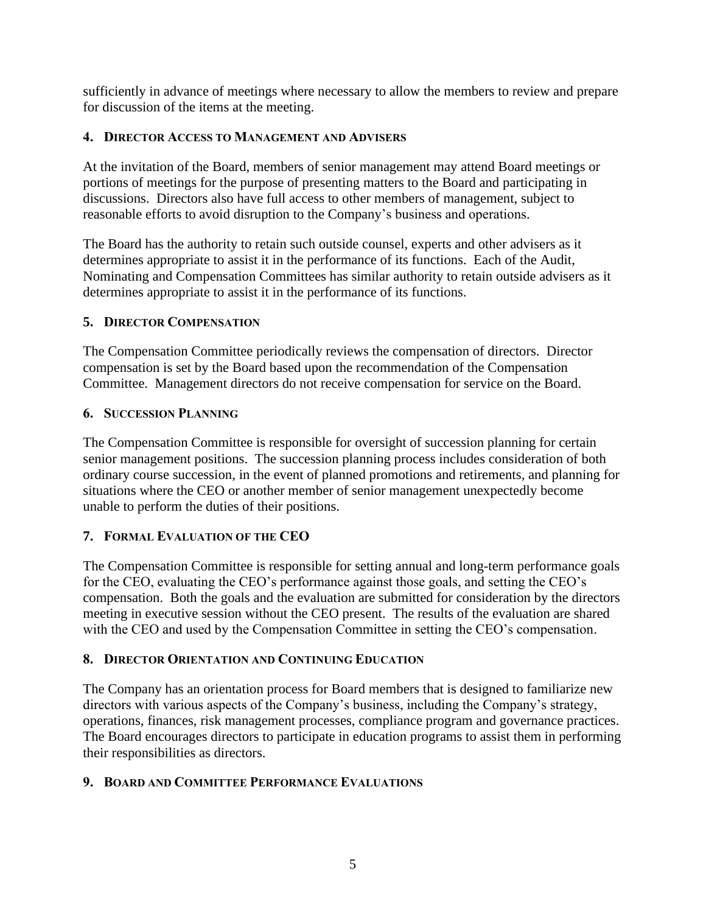sufficiently in advance of meetings where necessary to allow the members to review and prepare for discussion of the items at the meeting.

### 4. Director Access to Management and Advisers

At the invitation of the Board, members of senior management may attend Board meetings or portions of meetings for the purpose of presenting matters to the Board and participating in discussions. Directors also have full access to other members of management, subject to reasonable efforts to avoid disruption to the Company's business and operations.

The Board has the authority to retain such outside counsel, experts and other advisers as it determines appropriate to assist it in the performance of its functions. Each of the Audit, Nominating and Compensation Committees has similar authority to retain outside advisers as it determines appropriate to assist it in the performance of its functions.

### 5. Director Compensation

The Compensation Committee periodically reviews the compensation of directors. Director compensation is set by the Board based upon the recommendation of the Compensation Committee. Management directors do not receive compensation for service on the Board.

### 6. Succession Planning

The Compensation Committee is responsible for oversight of succession planning for certain senior management positions. The succession planning process includes consideration of both ordinary course succession, in the event of planned promotions and retirements, and planning for situations where the CEO or another member of senior management unexpectedly become unable to perform the duties of their positions.

### 7. Formal Evaluation of the CEO

The Compensation Committee is responsible for setting annual and long-term performance goals for the CEO, evaluating the CEO's performance against those goals, and setting the CEO's compensation. Both the goals and the evaluation are submitted for consideration by the directors meeting in executive session without the CEO present. The results of the evaluation are shared with the CEO and used by the Compensation Committee in setting the CEO's compensation.

### 8. Director Orientation and Continuing Education

The Company has an orientation process for Board members that is designed to familiarize new directors with various aspects of the Company's business, including the Company's strategy, operations, finances, risk management processes, compliance program and governance practices. The Board encourages directors to participate in education programs to assist them in performing their responsibilities as directors.

### 9. Board and Committee Performance Evaluations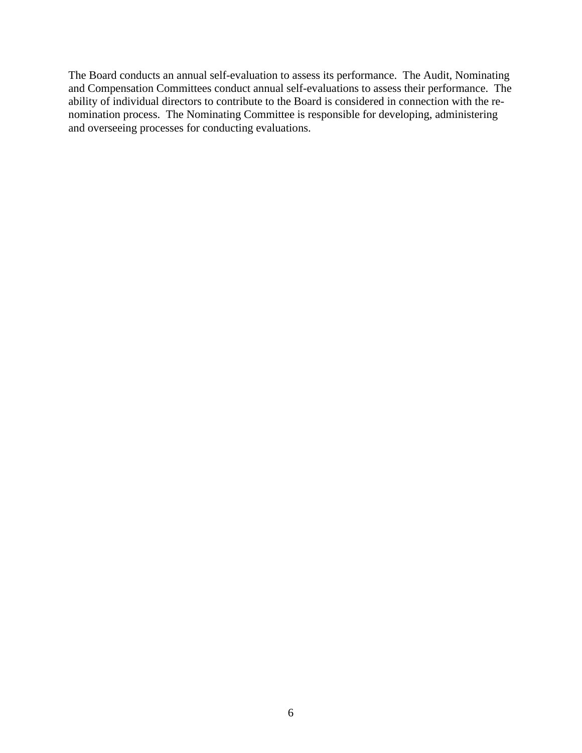The Board conducts an annual self-evaluation to assess its performance. The Audit, Nominating and Compensation Committees conduct annual self-evaluations to assess their performance. The ability of individual directors to contribute to the Board is considered in connection with the re-nomination process. The Nominating Committee is responsible for developing, administering and overseeing processes for conducting evaluations.